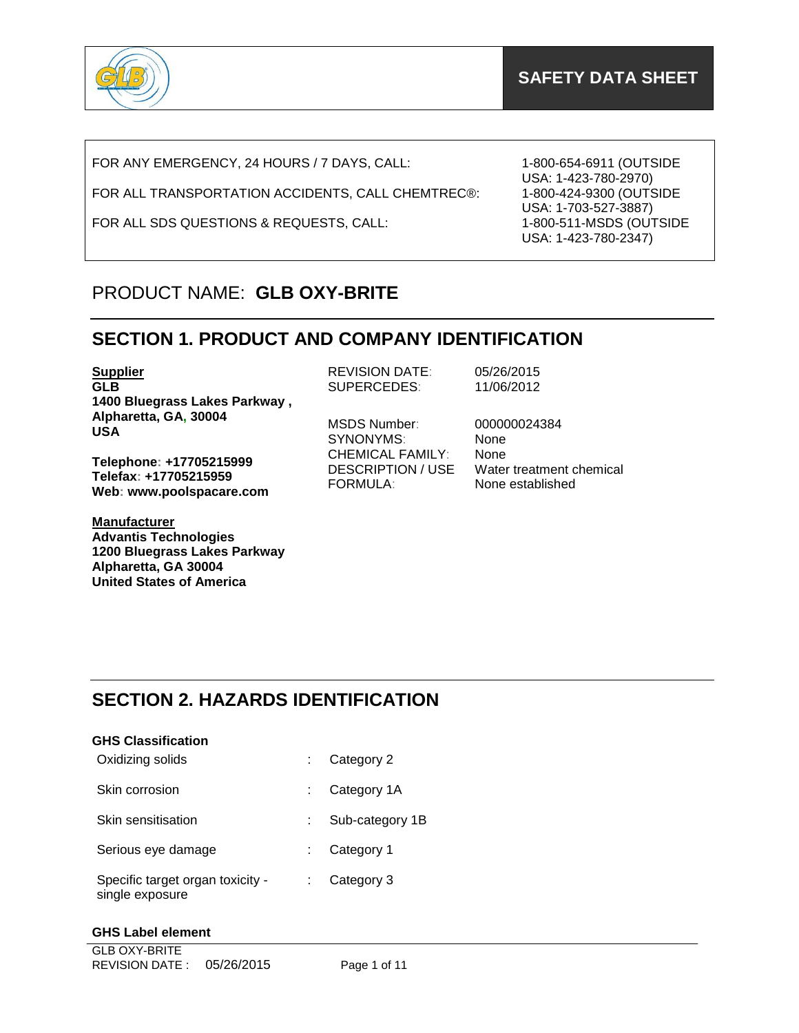# SAFETY DATA SHEET

| | |
|---|---|
| FOR ANY EMERGENCY, 24 HOURS / 7 DAYS, CALL: | 1-800-654-6911 (OUTSIDE USA: 1-423-780-2970) |
| FOR ALL TRANSPORTATION ACCIDENTS, CALL CHEMTREC®: | 1-800-424-9300 (OUTSIDE USA: 1-703-527-3887) |
| FOR ALL SDS QUESTIONS & REQUESTS, CALL: | 1-800-511-MSDS (OUTSIDE USA: 1-423-780-2347) |

PRODUCT NAME: **GLB OXY-BRITE**

## SECTION 1. PRODUCT AND COMPANY IDENTIFICATION

**Supplier**
**GLB**
**1400 Bluegrass Lakes Parkway ,**
**Alpharetta, GA, 30004**
**USA**

**Telephone: +17705215999**
**Telefax: +17705215959**
**Web: www.poolspacare.com**

**Manufacturer**
**Advantis Technologies**
**1200 Bluegrass Lakes Parkway**
**Alpharetta, GA 30004**
**United States of America**

| | |
|---|---|
| REVISION DATE: | 05/26/2015 |
| SUPERCEDES: | 11/06/2012 |
| MSDS Number: | 000000024384 |
| SYNONYMS: | None |
| CHEMICAL FAMILY: | None |
| DESCRIPTION / USE | Water treatment chemical |
| FORMULA: | None established |

## SECTION 2. HAZARDS IDENTIFICATION

### GHS Classification

| | | |
|---|---|---|
| Oxidizing solids | : | Category 2 |
| Skin corrosion | : | Category 1A |
| Skin sensitisation | : | Sub-category 1B |
| Serious eye damage | : | Category 1 |
| Specific target organ toxicity - single exposure | : | Category 3 |

### GHS Label element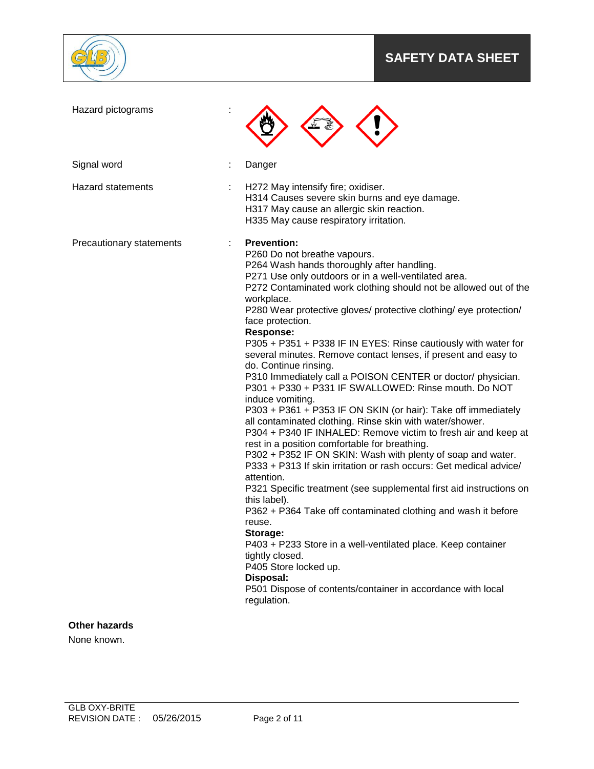| | | |
|---|---|---|
| Hazard pictograms | : | |
| Signal word | : | Danger |
| Hazard statements | : | H272 May intensify fire; oxidiser.<br>H314 Causes severe skin burns and eye damage.<br>H317 May cause an allergic skin reaction.<br>H335 May cause respiratory irritation. |
| Precautionary statements | : | **Prevention:**<br>P260 Do not breathe vapours.<br>P264 Wash hands thoroughly after handling.<br>P271 Use only outdoors or in a well-ventilated area.<br>P272 Contaminated work clothing should not be allowed out of the workplace.<br>P280 Wear protective gloves/ protective clothing/ eye protection/ face protection.<br>**Response:**<br>P305 + P351 + P338 IF IN EYES: Rinse cautiously with water for several minutes. Remove contact lenses, if present and easy to do. Continue rinsing.<br>P310 Immediately call a POISON CENTER or doctor/ physician.<br>P301 + P330 + P331 IF SWALLOWED: Rinse mouth. Do NOT induce vomiting.<br>P303 + P361 + P353 IF ON SKIN (or hair): Take off immediately all contaminated clothing. Rinse skin with water/shower.<br>P304 + P340 IF INHALED: Remove victim to fresh air and keep at rest in a position comfortable for breathing.<br>P302 + P352 IF ON SKIN: Wash with plenty of soap and water.<br>P333 + P313 If skin irritation or rash occurs: Get medical advice/ attention.<br>P321 Specific treatment (see supplemental first aid instructions on this label).<br>P362 + P364 Take off contaminated clothing and wash it before reuse.<br>**Storage:**<br>P403 + P233 Store in a well-ventilated place. Keep container tightly closed.<br>P405 Store locked up.<br>**Disposal:**<br>P501 Dispose of contents/container in accordance with local regulation. |

**Other hazards**

None known.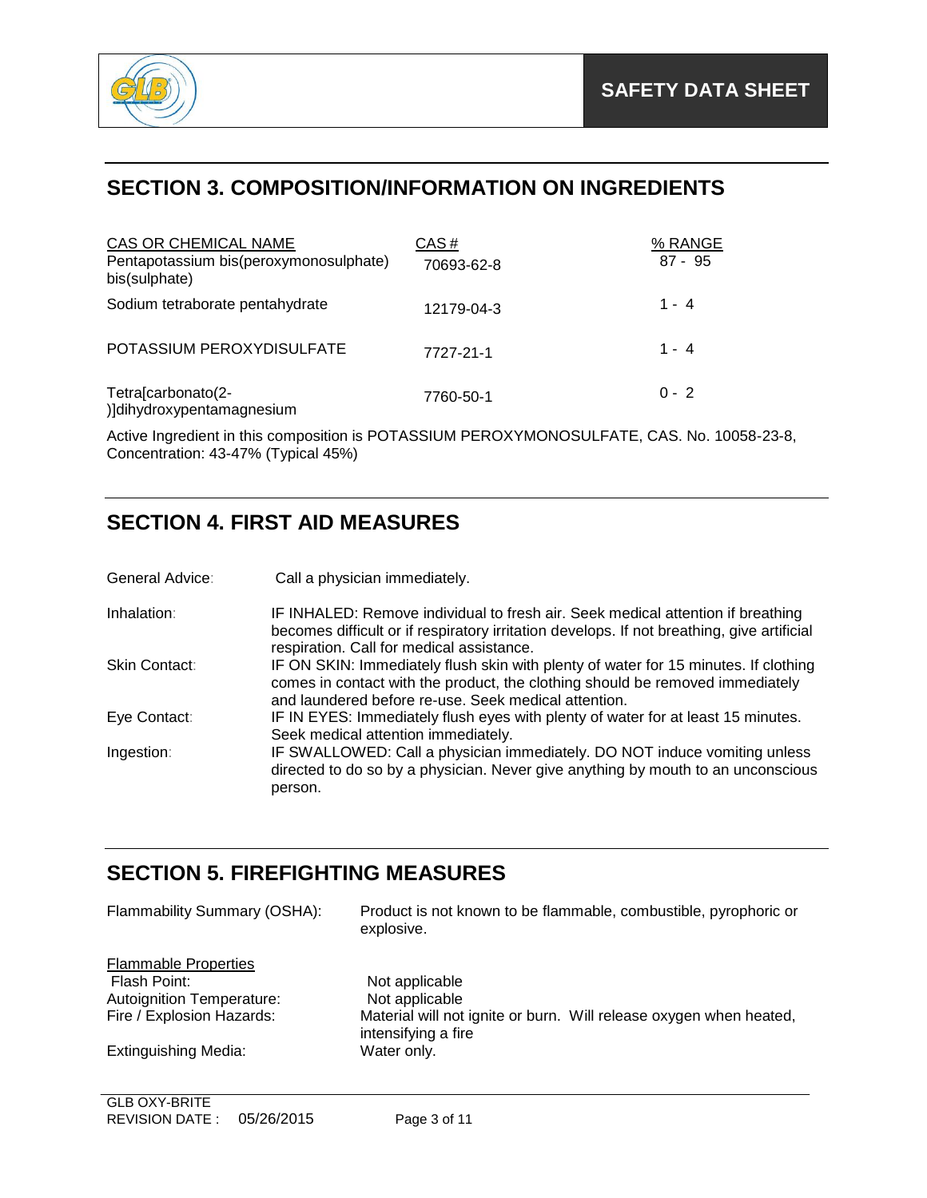## SECTION 3. COMPOSITION/INFORMATION ON INGREDIENTS

| CAS OR CHEMICAL NAME | CAS # | % RANGE |
|---|---|---|
| Pentapotassium bis(peroxymonosulphate) bis(sulphate) | 70693-62-8 | 87 - 95 |
| Sodium tetraborate pentahydrate | 12179-04-3 | 1 - 4 |
| POTASSIUM PEROXYDISULFATE | 7727-21-1 | 1 - 4 |
| Tetra[carbonato(2-)]dihydroxypentamagnesium | 7760-50-1 | 0 - 2 |

Active Ingredient in this composition is POTASSIUM PEROXYMONOSULFATE, CAS. No. 10058-23-8, Concentration: 43-47% (Typical 45%)

## SECTION 4. FIRST AID MEASURES

**General Advice:** Call a physician immediately.

**Inhalation:** IF INHALED: Remove individual to fresh air. Seek medical attention if breathing becomes difficult or if respiratory irritation develops. If not breathing, give artificial respiration. Call for medical assistance.

**Skin Contact:** IF ON SKIN: Immediately flush skin with plenty of water for 15 minutes. If clothing comes in contact with the product, the clothing should be removed immediately and laundered before re-use. Seek medical attention.

**Eye Contact:** IF IN EYES: Immediately flush eyes with plenty of water for at least 15 minutes. Seek medical attention immediately.

**Ingestion:** IF SWALLOWED: Call a physician immediately. DO NOT induce vomiting unless directed to do so by a physician. Never give anything by mouth to an unconscious person.

## SECTION 5. FIREFIGHTING MEASURES

**Flammability Summary (OSHA):** Product is not known to be flammable, combustible, pyrophoric or explosive.

**Flammable Properties**

- Flash Point: Not applicable
- Autoignition Temperature: Not applicable
- Fire / Explosion Hazards: Material will not ignite or burn. Will release oxygen when heated, intensifying a fire

**Extinguishing Media:** Water only.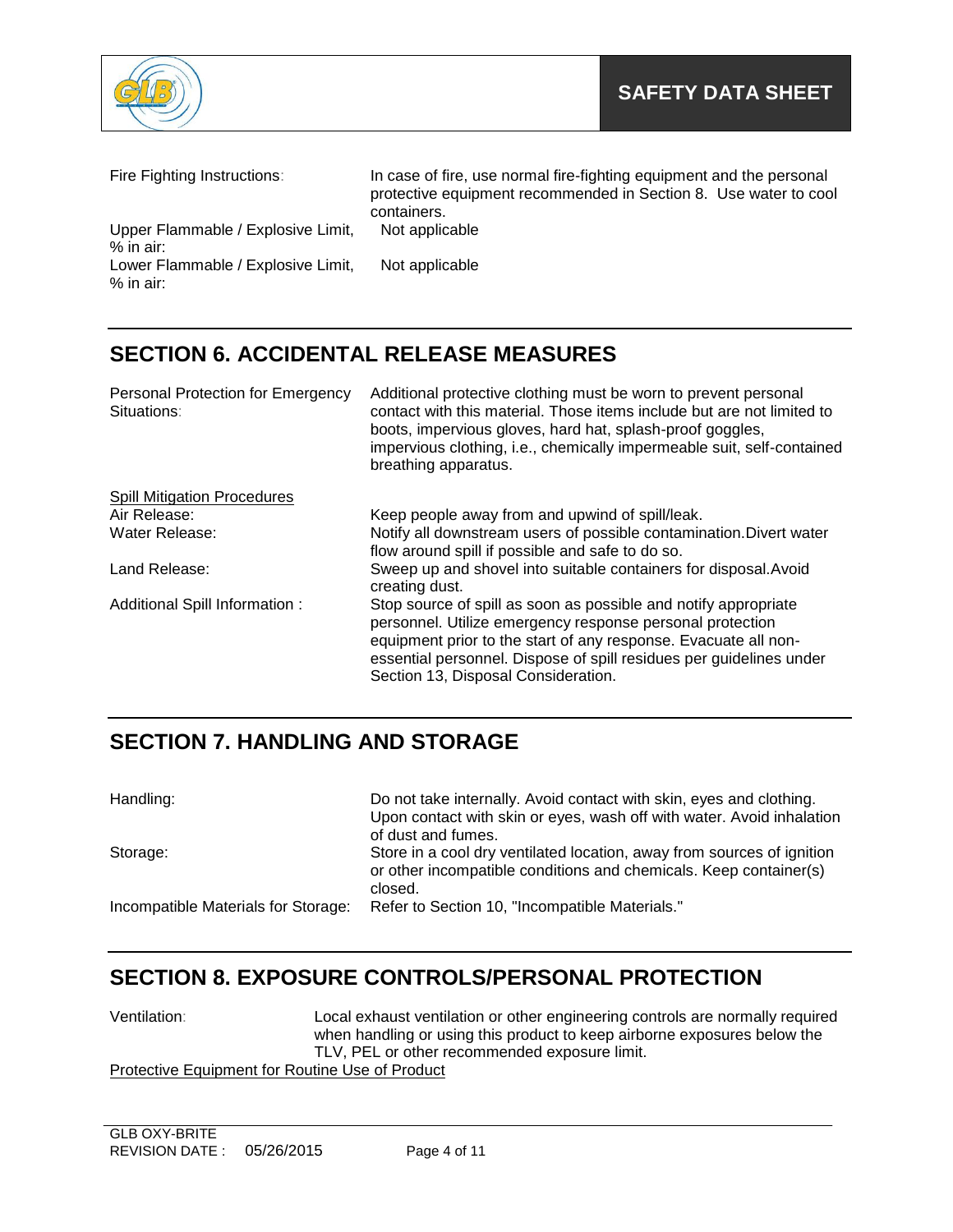Fire Fighting Instructions: In case of fire, use normal fire-fighting equipment and the personal protective equipment recommended in Section 8. Use water to cool containers.

Upper Flammable / Explosive Limit, % in air: Not applicable

Lower Flammable / Explosive Limit, % in air: Not applicable

## SECTION 6. ACCIDENTAL RELEASE MEASURES

Personal Protection for Emergency Situations: Additional protective clothing must be worn to prevent personal contact with this material. Those items include but are not limited to boots, impervious gloves, hard hat, splash-proof goggles, impervious clothing, i.e., chemically impermeable suit, self-contained breathing apparatus.

Spill Mitigation Procedures

Air Release: Keep people away from and upwind of spill/leak.

Water Release: Notify all downstream users of possible contamination.Divert water flow around spill if possible and safe to do so.

Land Release: Sweep up and shovel into suitable containers for disposal.Avoid creating dust.

Additional Spill Information : Stop source of spill as soon as possible and notify appropriate personnel. Utilize emergency response personal protection equipment prior to the start of any response. Evacuate all non-essential personnel. Dispose of spill residues per guidelines under Section 13, Disposal Consideration.

## SECTION 7. HANDLING AND STORAGE

Handling: Do not take internally. Avoid contact with skin, eyes and clothing. Upon contact with skin or eyes, wash off with water. Avoid inhalation of dust and fumes.

Storage: Store in a cool dry ventilated location, away from sources of ignition or other incompatible conditions and chemicals. Keep container(s) closed.

Incompatible Materials for Storage: Refer to Section 10, "Incompatible Materials."

## SECTION 8. EXPOSURE CONTROLS/PERSONAL PROTECTION

Ventilation: Local exhaust ventilation or other engineering controls are normally required when handling or using this product to keep airborne exposures below the TLV, PEL or other recommended exposure limit.

Protective Equipment for Routine Use of Product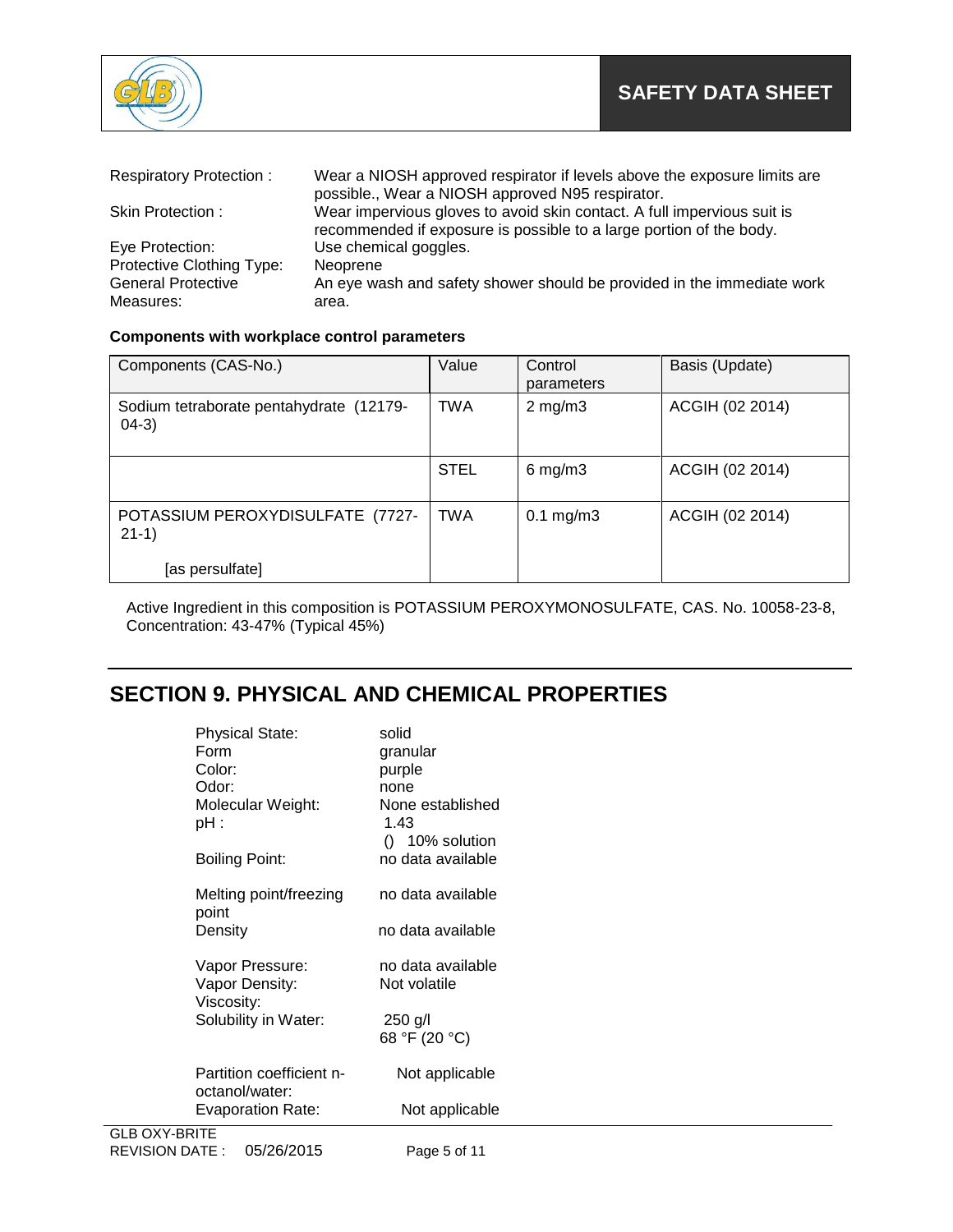| | |
|---|---|
| Respiratory Protection : | Wear a NIOSH approved respirator if levels above the exposure limits are possible., Wear a NIOSH approved N95 respirator. |
| Skin Protection : | Wear impervious gloves to avoid skin contact. A full impervious suit is recommended if exposure is possible to a large portion of the body. |
| Eye Protection: | Use chemical goggles. |
| Protective Clothing Type: | Neoprene |
| General Protective Measures: | An eye wash and safety shower should be provided in the immediate work area. |

**Components with workplace control parameters**

| Components (CAS-No.) | Value | Control parameters | Basis (Update) |
|---|---|---|---|
| Sodium tetraborate pentahydrate (12179-04-3) | TWA | 2 mg/m3 | ACGIH (02 2014) |
| | STEL | 6 mg/m3 | ACGIH (02 2014) |
| POTASSIUM PEROXYDISULFATE (7727-21-1) [as persulfate] | TWA | 0.1 mg/m3 | ACGIH (02 2014) |

Active Ingredient in this composition is POTASSIUM PEROXYMONOSULFATE, CAS. No. 10058-23-8, Concentration: 43-47% (Typical 45%)

## SECTION 9. PHYSICAL AND CHEMICAL PROPERTIES

| | |
|---|---|
| Physical State: | solid |
| Form | granular |
| Color: | purple |
| Odor: | none |
| Molecular Weight: | None established |
| pH : | 1.43 () 10% solution |
| Boiling Point: | no data available |
| Melting point/freezing point | no data available |
| Density | no data available |
| Vapor Pressure: | no data available |
| Vapor Density: | Not volatile |
| Viscosity: | |
| Solubility in Water: | 250 g/l 68 °F (20 °C) |
| Partition coefficient n-octanol/water: | Not applicable |
| Evaporation Rate: | Not applicable |

GLB OXY-BRITE
REVISION DATE : 05/26/2015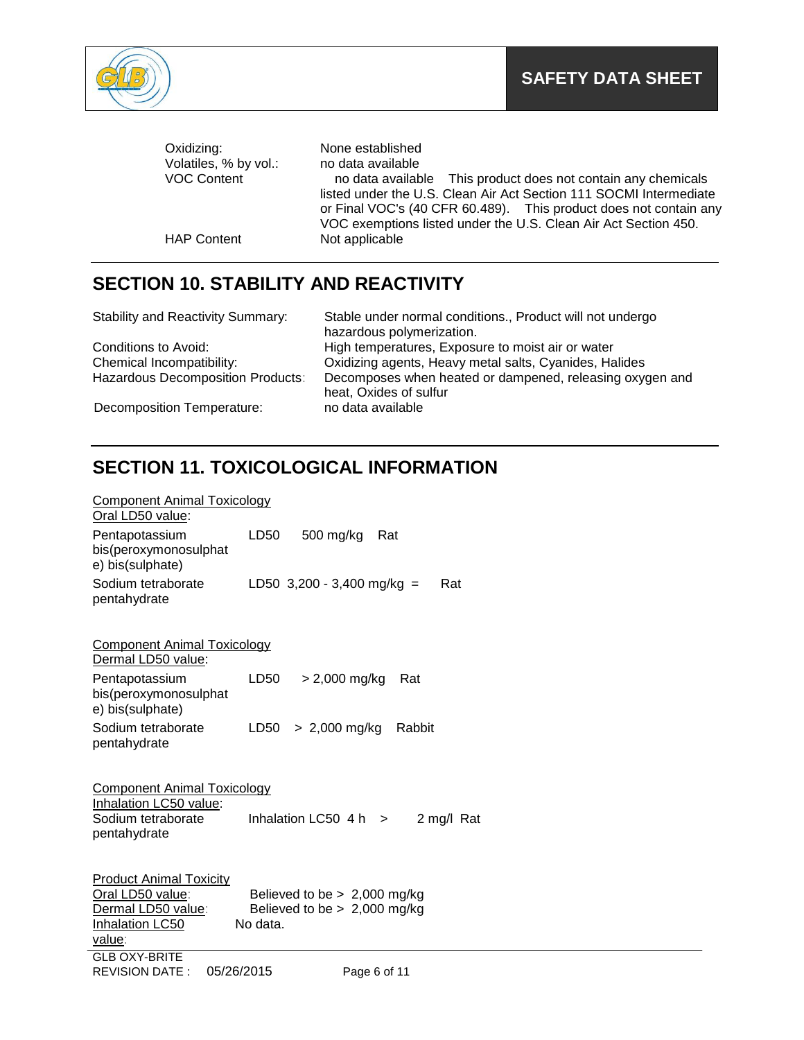| | |
|---|---|
| Oxidizing: | None established |
| Volatiles, % by vol.: | no data available |
| VOC Content | no data available This product does not contain any chemicals listed under the U.S. Clean Air Act Section 111 SOCMI Intermediate or Final VOC's (40 CFR 60.489). This product does not contain any VOC exemptions listed under the U.S. Clean Air Act Section 450. |
| HAP Content | Not applicable |

## SECTION 10. STABILITY AND REACTIVITY

| | |
|---|---|
| Stability and Reactivity Summary: | Stable under normal conditions., Product will not undergo hazardous polymerization. |
| Conditions to Avoid: | High temperatures, Exposure to moist air or water |
| Chemical Incompatibility: | Oxidizing agents, Heavy metal salts, Cyanides, Halides |
| Hazardous Decomposition Products: | Decomposes when heated or dampened, releasing oxygen and heat, Oxides of sulfur |
| Decomposition Temperature: | no data available |

## SECTION 11. TOXICOLOGICAL INFORMATION

Component Animal Toxicology
Oral LD50 value:

| | | | |
|---|---|---|---|
| Pentapotassium bis(peroxymonosulphate) bis(sulphate) | LD50 | 500 mg/kg | Rat |
| Sodium tetraborate pentahydrate | LD50 | 3,200 - 3,400 mg/kg = | Rat |

Component Animal Toxicology
Dermal LD50 value:

| | | | |
|---|---|---|---|
| Pentapotassium bis(peroxymonosulphate) bis(sulphate) | LD50 | > 2,000 mg/kg | Rat |
| Sodium tetraborate pentahydrate | LD50 | > 2,000 mg/kg | Rabbit |

Component Animal Toxicology
Inhalation LC50 value:

| | | | |
|---|---|---|---|
| Sodium tetraborate pentahydrate | Inhalation LC50 4 h | > 2 mg/l | Rat |

Product Animal Toxicity

| | |
|---|---|
| Oral LD50 value: | Believed to be > 2,000 mg/kg |
| Dermal LD50 value: | Believed to be > 2,000 mg/kg |
| Inhalation LC50 value: | No data. |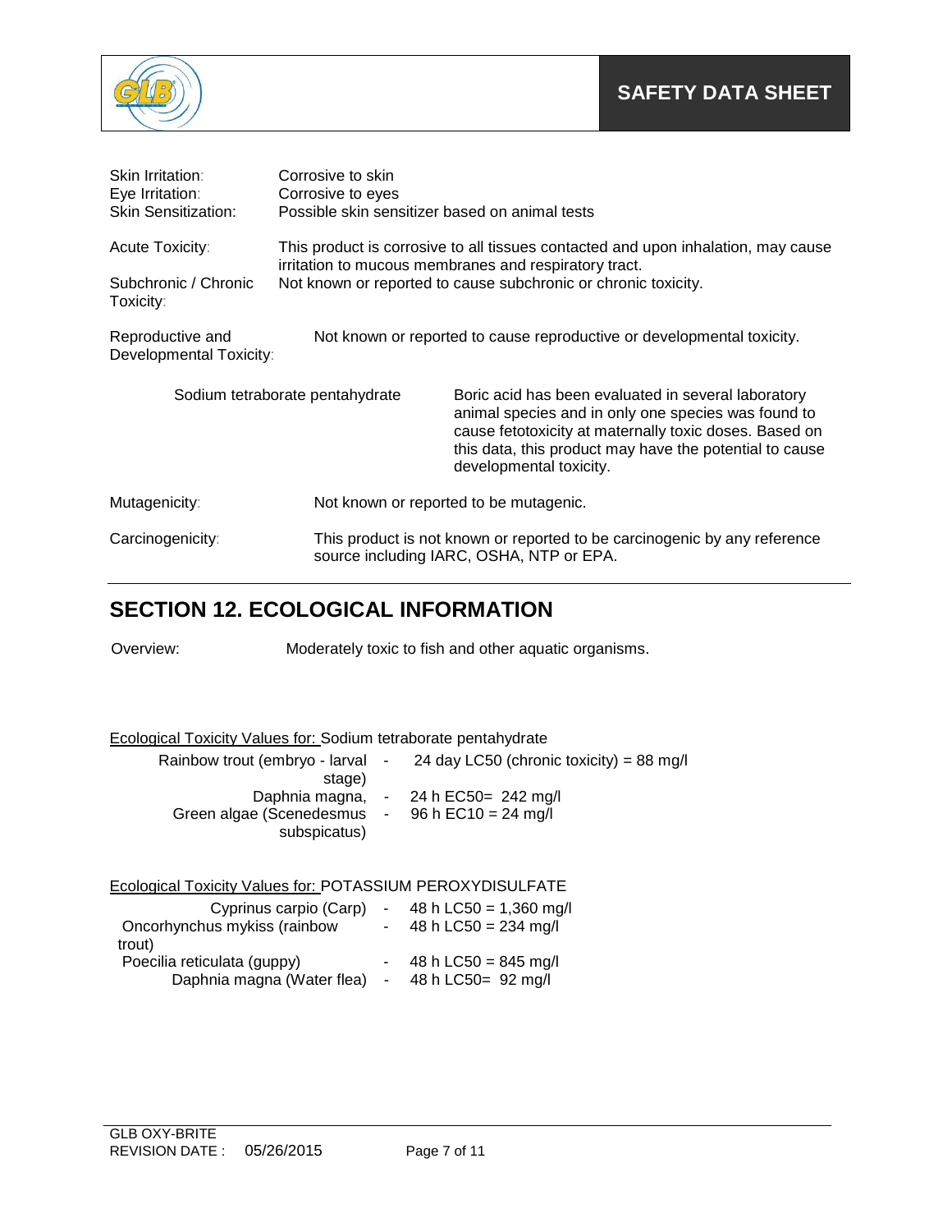| | |
|---|---|
| Skin Irritation: | Corrosive to skin |
| Eye Irritation: | Corrosive to eyes |
| Skin Sensitization: | Possible skin sensitizer based on animal tests |
| Acute Toxicity: | This product is corrosive to all tissues contacted and upon inhalation, may cause irritation to mucous membranes and respiratory tract. |
| Subchronic / Chronic Toxicity: | Not known or reported to cause subchronic or chronic toxicity. |
| Reproductive and Developmental Toxicity: | Not known or reported to cause reproductive or developmental toxicity. |

| | |
|---|---|
| Sodium tetraborate pentahydrate | Boric acid has been evaluated in several laboratory animal species and in only one species was found to cause fetotoxicity at maternally toxic doses. Based on this data, this product may have the potential to cause developmental toxicity. |

| | |
|---|---|
| Mutagenicity: | Not known or reported to be mutagenic. |
| Carcinogenicity: | This product is not known or reported to be carcinogenic by any reference source including IARC, OSHA, NTP or EPA. |

## SECTION 12. ECOLOGICAL INFORMATION

Overview: Moderately toxic to fish and other aquatic organisms.

Ecological Toxicity Values for: Sodium tetraborate pentahydrate

| | | |
|---|---|---|
| Rainbow trout (embryo - larval stage) | - | 24 day LC50 (chronic toxicity) = 88 mg/l |
| Daphnia magna, | - | 24 h EC50= 242 mg/l |
| Green algae (Scenedesmus subspicatus) | - | 96 h EC10 = 24 mg/l |

Ecological Toxicity Values for: POTASSIUM PEROXYDISULFATE

| | | |
|---|---|---|
| Cyprinus carpio (Carp) | - | 48 h LC50 = 1,360 mg/l |
| Oncorhynchus mykiss (rainbow trout) | - | 48 h LC50 = 234 mg/l |
| Poecilia reticulata (guppy) | - | 48 h LC50 = 845 mg/l |
| Daphnia magna (Water flea) | - | 48 h LC50= 92 mg/l |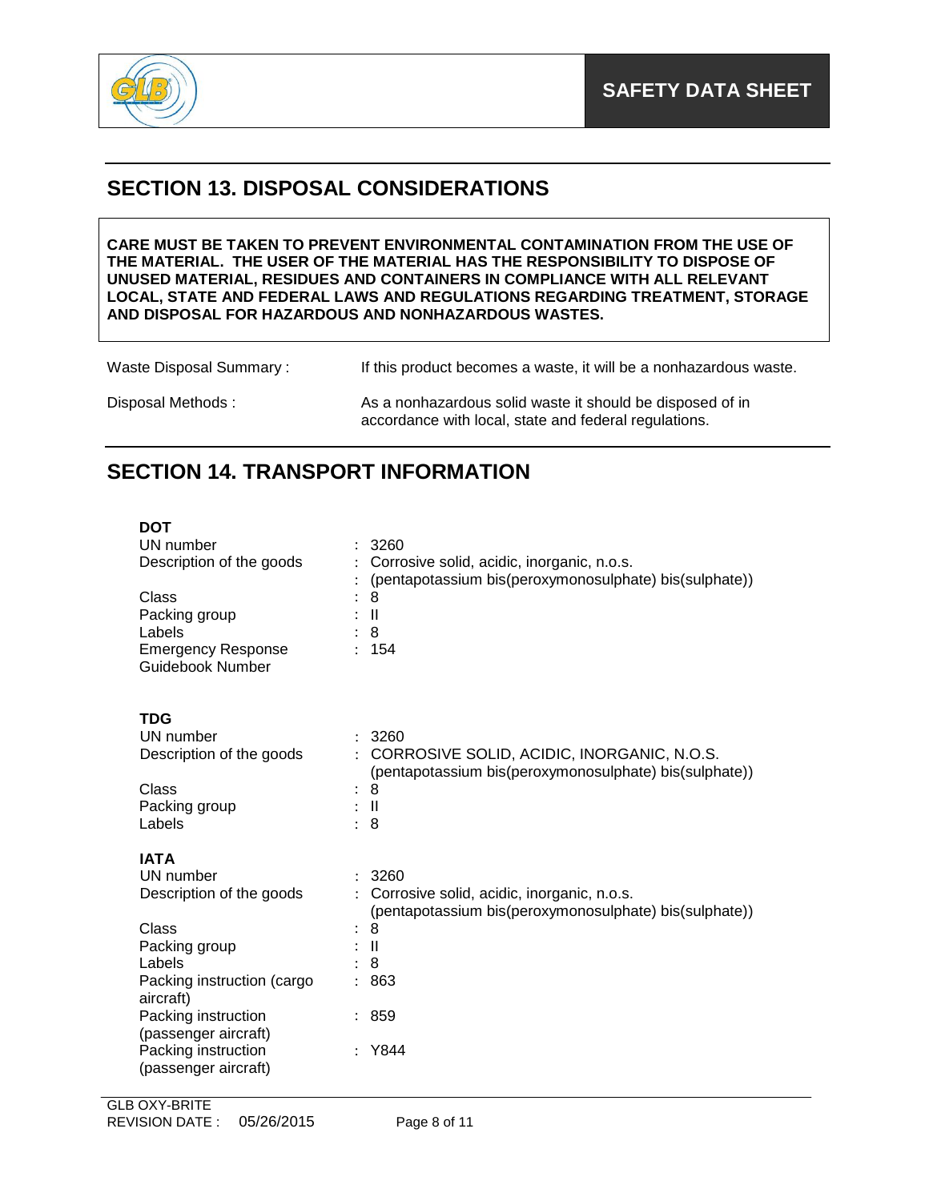## SECTION 13. DISPOSAL CONSIDERATIONS

**CARE MUST BE TAKEN TO PREVENT ENVIRONMENTAL CONTAMINATION FROM THE USE OF THE MATERIAL. THE USER OF THE MATERIAL HAS THE RESPONSIBILITY TO DISPOSE OF UNUSED MATERIAL, RESIDUES AND CONTAINERS IN COMPLIANCE WITH ALL RELEVANT LOCAL, STATE AND FEDERAL LAWS AND REGULATIONS REGARDING TREATMENT, STORAGE AND DISPOSAL FOR HAZARDOUS AND NONHAZARDOUS WASTES.**

Waste Disposal Summary : If this product becomes a waste, it will be a nonhazardous waste.

Disposal Methods : As a nonhazardous solid waste it should be disposed of in accordance with local, state and federal regulations.

## SECTION 14. TRANSPORT INFORMATION

**DOT**

| | |
|---|---|
| UN number | : 3260 |
| Description of the goods | : Corrosive solid, acidic, inorganic, n.o.s. |
| | : (pentapotassium bis(peroxymonosulphate) bis(sulphate)) |
| Class | : 8 |
| Packing group | : II |
| Labels | : 8 |
| Emergency Response Guidebook Number | : 154 |

**TDG**

| | |
|---|---|
| UN number | : 3260 |
| Description of the goods | : CORROSIVE SOLID, ACIDIC, INORGANIC, N.O.S. (pentapotassium bis(peroxymonosulphate) bis(sulphate)) |
| Class | : 8 |
| Packing group | : II |
| Labels | : 8 |

**IATA**

| | |
|---|---|
| UN number | : 3260 |
| Description of the goods | : Corrosive solid, acidic, inorganic, n.o.s. (pentapotassium bis(peroxymonosulphate) bis(sulphate)) |
| Class | : 8 |
| Packing group | : II |
| Labels | : 8 |
| Packing instruction (cargo aircraft) | : 863 |
| Packing instruction (passenger aircraft) | : 859 |
| Packing instruction (passenger aircraft) | : Y844 |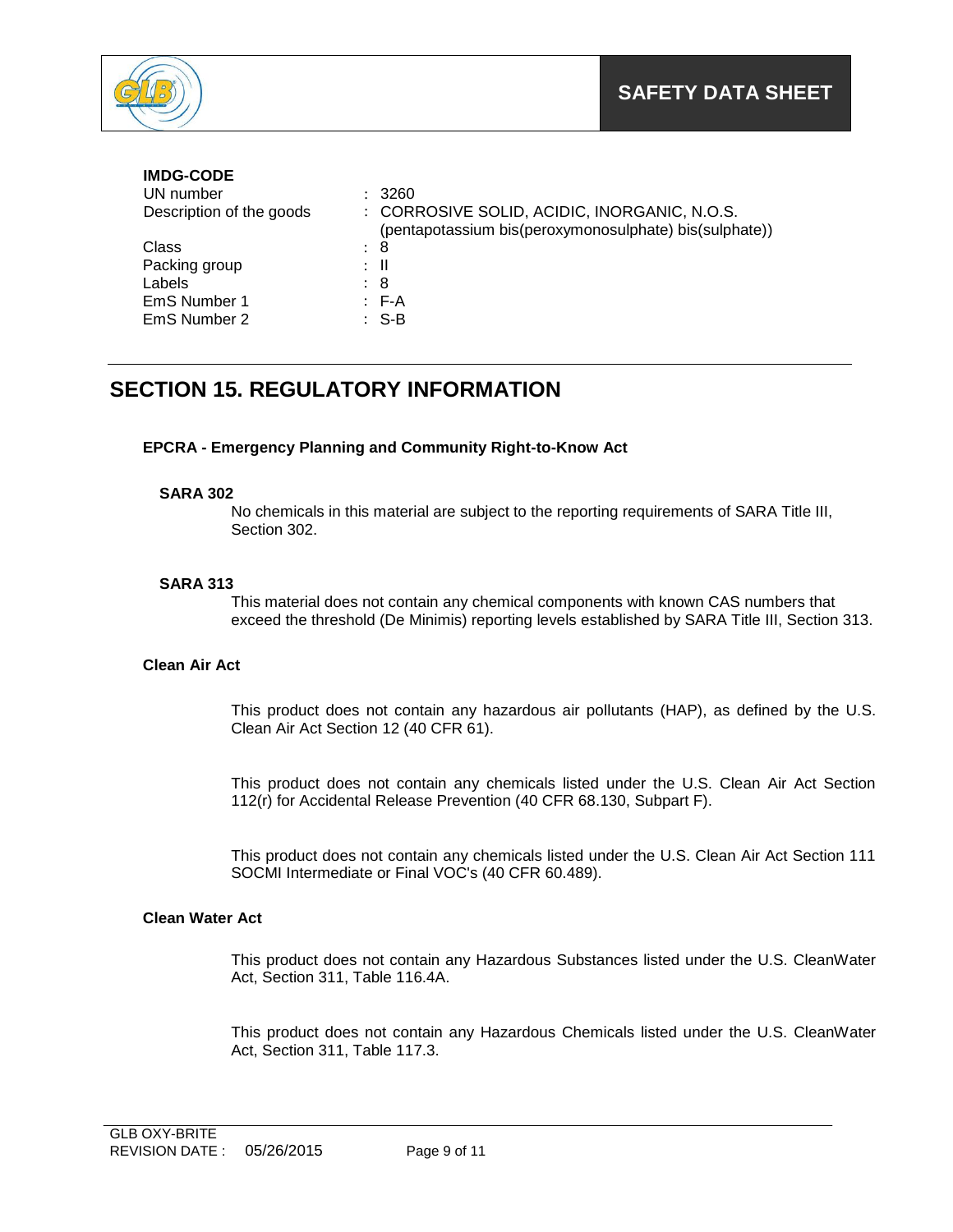**IMDG-CODE**

| | |
|---|---|
| UN number | : 3260 |
| Description of the goods | : CORROSIVE SOLID, ACIDIC, INORGANIC, N.O.S. (pentapotassium bis(peroxymonosulphate) bis(sulphate)) |
| Class | : 8 |
| Packing group | : II |
| Labels | : 8 |
| EmS Number 1 | : F-A |
| EmS Number 2 | : S-B |

## SECTION 15. REGULATORY INFORMATION

**EPCRA - Emergency Planning and Community Right-to-Know Act**

**SARA 302**

No chemicals in this material are subject to the reporting requirements of SARA Title III, Section 302.

**SARA 313**

This material does not contain any chemical components with known CAS numbers that exceed the threshold (De Minimis) reporting levels established by SARA Title III, Section 313.

**Clean Air Act**

This product does not contain any hazardous air pollutants (HAP), as defined by the U.S. Clean Air Act Section 12 (40 CFR 61).

This product does not contain any chemicals listed under the U.S. Clean Air Act Section 112(r) for Accidental Release Prevention (40 CFR 68.130, Subpart F).

This product does not contain any chemicals listed under the U.S. Clean Air Act Section 111 SOCMI Intermediate or Final VOC's (40 CFR 60.489).

**Clean Water Act**

This product does not contain any Hazardous Substances listed under the U.S. CleanWater Act, Section 311, Table 116.4A.

This product does not contain any Hazardous Chemicals listed under the U.S. CleanWater Act, Section 311, Table 117.3.

GLB OXY-BRITE
REVISION DATE : 05/26/2015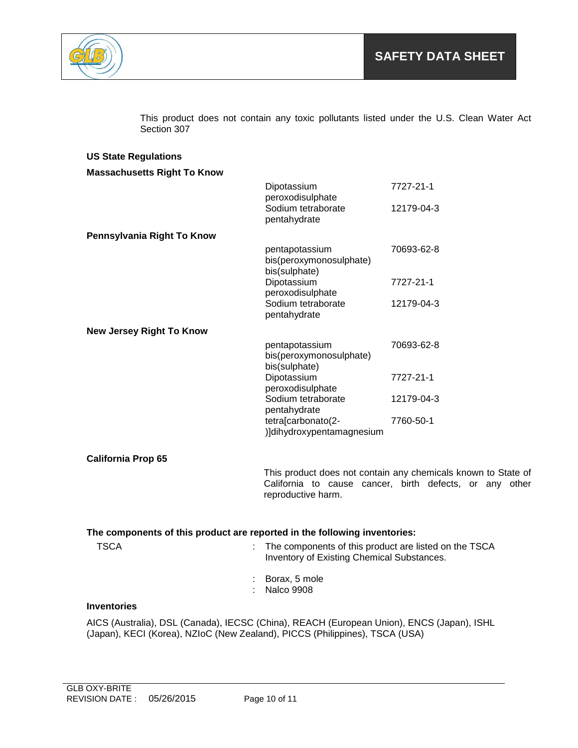This product does not contain any toxic pollutants listed under the U.S. Clean Water Act Section 307

**US State Regulations**

**Massachusetts Right To Know**

| | Component | CAS No. |
|---|---|---|
| | Dipotassium peroxodisulphate | 7727-21-1 |
| | Sodium tetraborate pentahydrate | 12179-04-3 |

**Pennsylvania Right To Know**

| | Component | CAS No. |
|---|---|---|
| | pentapotassium bis(peroxymonosulphate) bis(sulphate) | 70693-62-8 |
| | Dipotassium peroxodisulphate | 7727-21-1 |
| | Sodium tetraborate pentahydrate | 12179-04-3 |

**New Jersey Right To Know**

| | Component | CAS No. |
|---|---|---|
| | pentapotassium bis(peroxymonosulphate) bis(sulphate) | 70693-62-8 |
| | Dipotassium peroxodisulphate | 7727-21-1 |
| | Sodium tetraborate pentahydrate | 12179-04-3 |
| | tetra[carbonato(2-)]dihydroxypentamagnesium | 7760-50-1 |

**California Prop 65**

This product does not contain any chemicals known to State of California to cause cancer, birth defects, or any other reproductive harm.

**The components of this product are reported in the following inventories:**

TSCA : The components of this product are listed on the TSCA Inventory of Existing Chemical Substances.

: Borax, 5 mole
: Nalco 9908

**Inventories**

AICS (Australia), DSL (Canada), IECSC (China), REACH (European Union), ENCS (Japan), ISHL (Japan), KECI (Korea), NZIoC (New Zealand), PICCS (Philippines), TSCA (USA)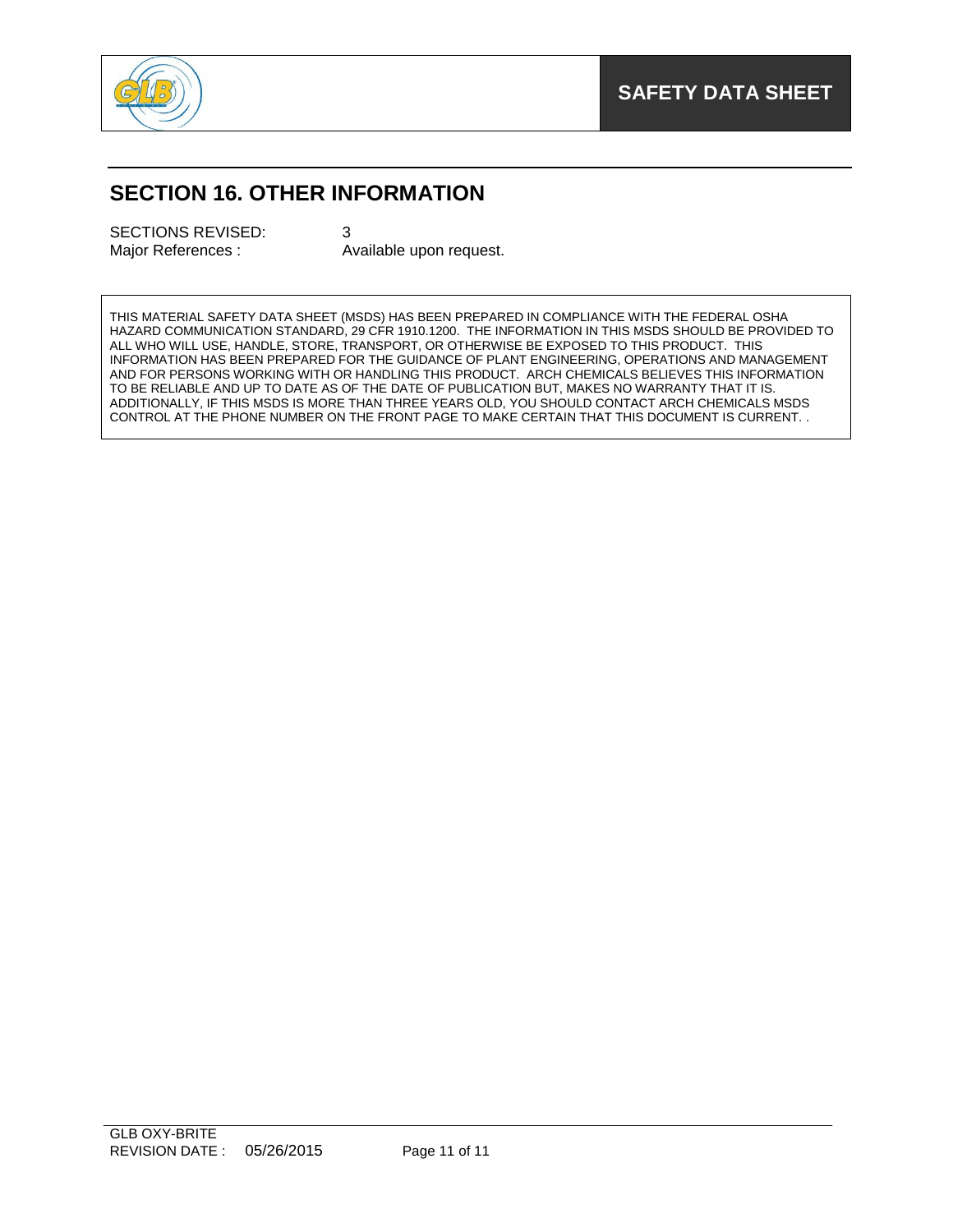## SECTION 16. OTHER INFORMATION

| | |
|---|---|
| SECTIONS REVISED: | 3 |
| Major References : | Available upon request. |

THIS MATERIAL SAFETY DATA SHEET (MSDS) HAS BEEN PREPARED IN COMPLIANCE WITH THE FEDERAL OSHA HAZARD COMMUNICATION STANDARD, 29 CFR 1910.1200. THE INFORMATION IN THIS MSDS SHOULD BE PROVIDED TO ALL WHO WILL USE, HANDLE, STORE, TRANSPORT, OR OTHERWISE BE EXPOSED TO THIS PRODUCT. THIS INFORMATION HAS BEEN PREPARED FOR THE GUIDANCE OF PLANT ENGINEERING, OPERATIONS AND MANAGEMENT AND FOR PERSONS WORKING WITH OR HANDLING THIS PRODUCT. ARCH CHEMICALS BELIEVES THIS INFORMATION TO BE RELIABLE AND UP TO DATE AS OF THE DATE OF PUBLICATION BUT, MAKES NO WARRANTY THAT IT IS. ADDITIONALLY, IF THIS MSDS IS MORE THAN THREE YEARS OLD, YOU SHOULD CONTACT ARCH CHEMICALS MSDS CONTROL AT THE PHONE NUMBER ON THE FRONT PAGE TO MAKE CERTAIN THAT THIS DOCUMENT IS CURRENT. .